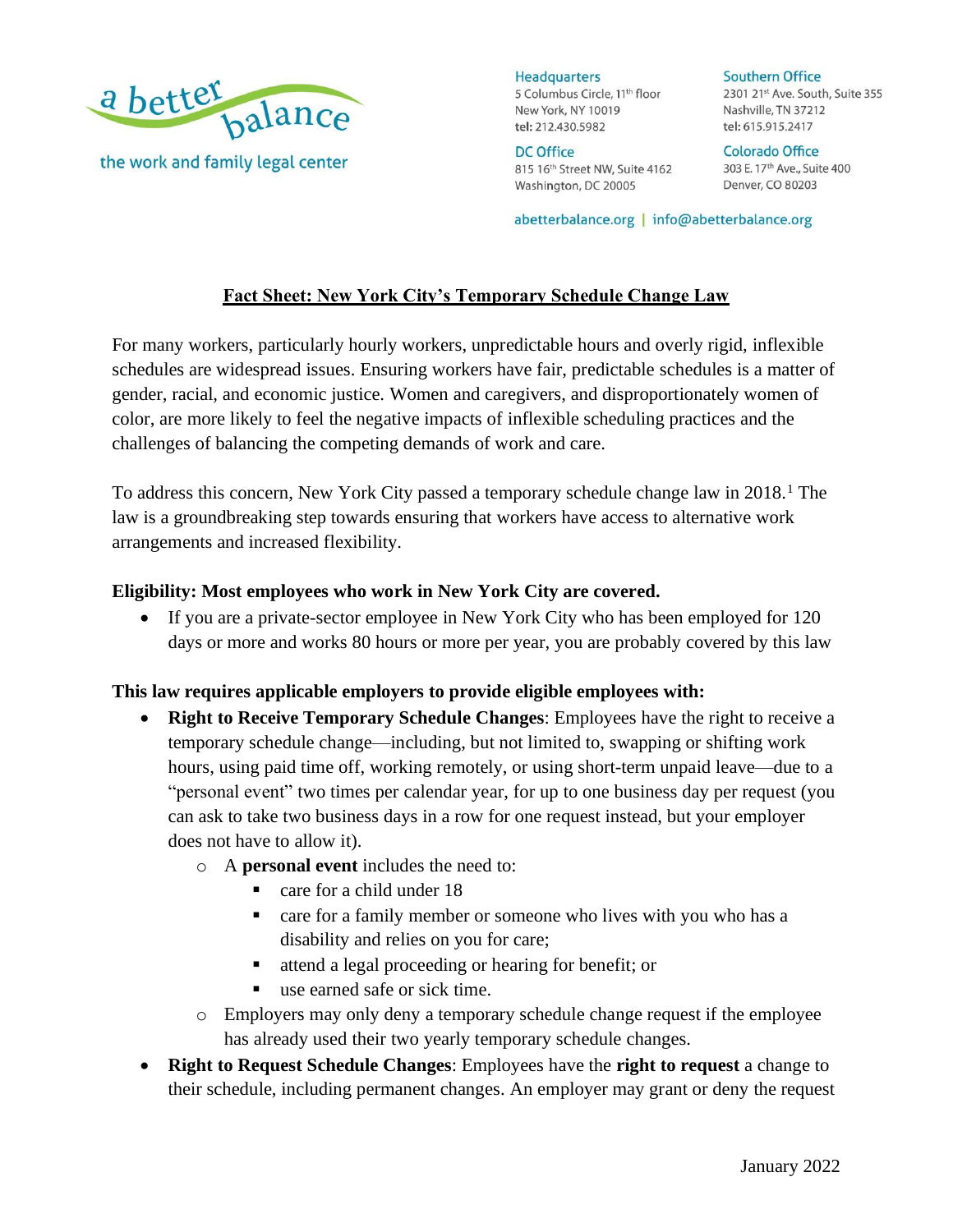a better balance

the work and family legal center

**Headquarters**
5 Columbus Circle, 11th floor
New York, NY 10019
tel: 212.430.5982

**DC Office**
815 16th Street NW, Suite 4162
Washington, DC 20005

**Southern Office**
2301 21st Ave. South, Suite 355
Nashville, TN 37212
tel: 615.915.2417

**Colorado Office**
303 E. 17th Ave., Suite 400
Denver, CO 80203

abetterbalance.org | info@abetterbalance.org

## Fact Sheet: New York City's Temporary Schedule Change Law

For many workers, particularly hourly workers, unpredictable hours and overly rigid, inflexible schedules are widespread issues. Ensuring workers have fair, predictable schedules is a matter of gender, racial, and economic justice. Women and caregivers, and disproportionately women of color, are more likely to feel the negative impacts of inflexible scheduling practices and the challenges of balancing the competing demands of work and care.

To address this concern, New York City passed a temporary schedule change law in 2018.[1] The law is a groundbreaking step towards ensuring that workers have access to alternative work arrangements and increased flexibility.

**Eligibility: Most employees who work in New York City are covered.**

- If you are a private-sector employee in New York City who has been employed for 120 days or more and works 80 hours or more per year, you are probably covered by this law

**This law requires applicable employers to provide eligible employees with:**

- **Right to Receive Temporary Schedule Changes**: Employees have the right to receive a temporary schedule change—including, but not limited to, swapping or shifting work hours, using paid time off, working remotely, or using short-term unpaid leave—due to a "personal event" two times per calendar year, for up to one business day per request (you can ask to take two business days in a row for one request instead, but your employer does not have to allow it).
  - A **personal event** includes the need to:
    - care for a child under 18
    - care for a family member or someone who lives with you who has a disability and relies on you for care;
    - attend a legal proceeding or hearing for benefit; or
    - use earned safe or sick time.
  - Employers may only deny a temporary schedule change request if the employee has already used their two yearly temporary schedule changes.
- **Right to Request Schedule Changes**: Employees have the **right to request** a change to their schedule, including permanent changes. An employer may grant or deny the request

January 2022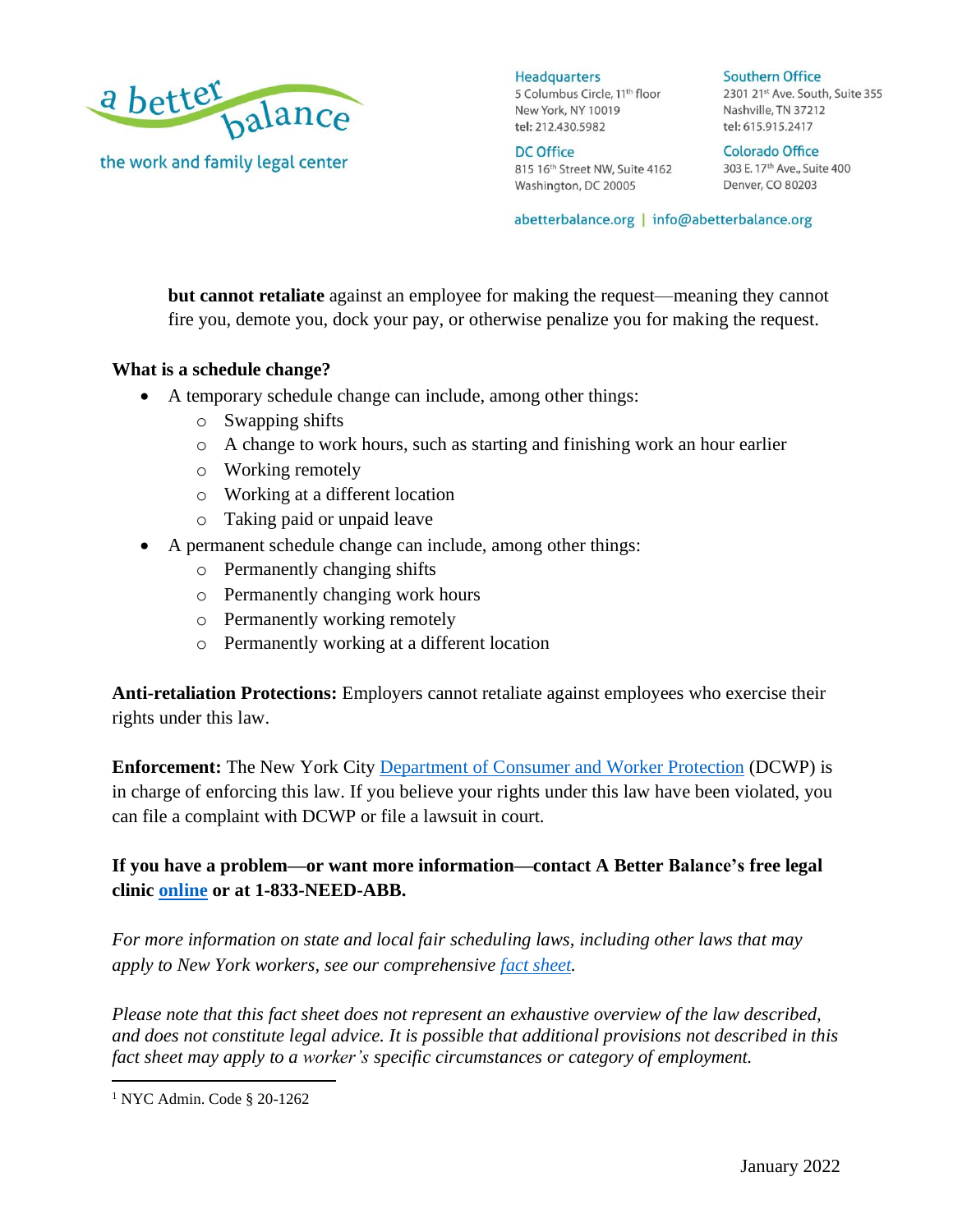**but cannot retaliate** against an employee for making the request—meaning they cannot fire you, demote you, dock your pay, or otherwise penalize you for making the request.

**What is a schedule change?**

- A temporary schedule change can include, among other things:
  - Swapping shifts
  - A change to work hours, such as starting and finishing work an hour earlier
  - Working remotely
  - Working at a different location
  - Taking paid or unpaid leave
- A permanent schedule change can include, among other things:
  - Permanently changing shifts
  - Permanently changing work hours
  - Permanently working remotely
  - Permanently working at a different location

**Anti-retaliation Protections:** Employers cannot retaliate against employees who exercise their rights under this law.

**Enforcement:** The New York City Department of Consumer and Worker Protection (DCWP) is in charge of enforcing this law. If you believe your rights under this law have been violated, you can file a complaint with DCWP or file a lawsuit in court.

**If you have a problem—or want more information—contact A Better Balance's free legal clinic online or at 1-833-NEED-ABB.**

*For more information on state and local fair scheduling laws, including other laws that may apply to New York workers, see our comprehensive fact sheet.*

*Please note that this fact sheet does not represent an exhaustive overview of the law described, and does not constitute legal advice. It is possible that additional provisions not described in this fact sheet may apply to a worker's specific circumstances or category of employment.*

---

[1] NYC Admin. Code § 20-1262

January 2022